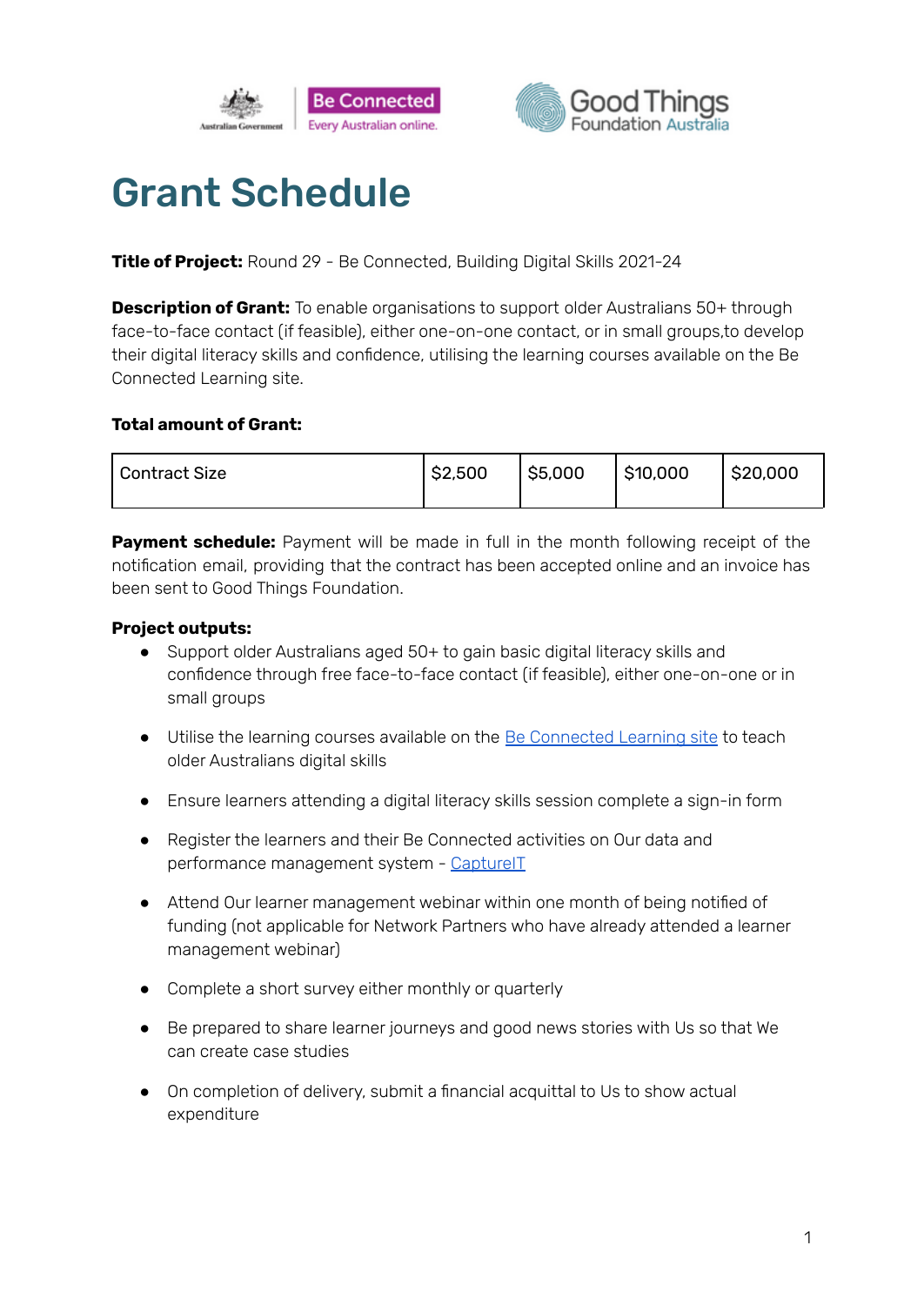# Grant Schedule

**Title of Project:** Round 29 - Be Connected, Building Digital Skills 2021-24

**Description of Grant:** To enable organisations to support older Australians 50+ through face-to-face contact (if feasible), either one-on-one contact, or in small groups,to develop their digital literacy skills and confidence, utilising the learning courses available on the Be Connected Learning site.

**Total amount of Grant:**

| Contract Size | $2,500 | $5,000 | $10,000 | $20,000 |
|---|---|---|---|---|

**Payment schedule:** Payment will be made in full in the month following receipt of the notification email, providing that the contract has been accepted online and an invoice has been sent to Good Things Foundation.

**Project outputs:**

- Support older Australians aged 50+ to gain basic digital literacy skills and confidence through free face-to-face contact (if feasible), either one-on-one or in small groups
- Utilise the learning courses available on the Be Connected Learning site to teach older Australians digital skills
- Ensure learners attending a digital literacy skills session complete a sign-in form
- Register the learners and their Be Connected activities on Our data and performance management system - CaptureIT
- Attend Our learner management webinar within one month of being notified of funding (not applicable for Network Partners who have already attended a learner management webinar)
- Complete a short survey either monthly or quarterly
- Be prepared to share learner journeys and good news stories with Us so that We can create case studies
- On completion of delivery, submit a financial acquittal to Us to show actual expenditure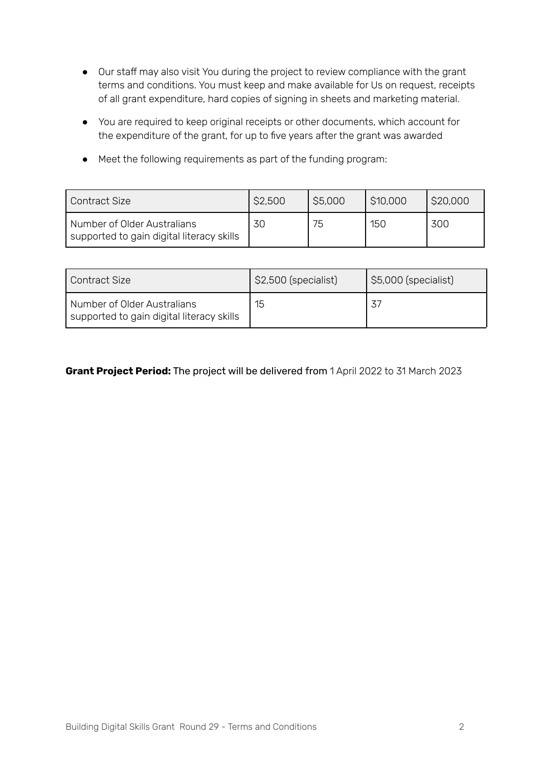- Our staff may also visit You during the project to review compliance with the grant terms and conditions. You must keep and make available for Us on request, receipts of all grant expenditure, hard copies of signing in sheets and marketing material.
- You are required to keep original receipts or other documents, which account for the expenditure of the grant, for up to five years after the grant was awarded
- Meet the following requirements as part of the funding program:

| Contract Size | $2,500 | $5,000 | $10,000 | $20,000 |
|---|---|---|---|---|
| Number of Older Australians supported to gain digital literacy skills | 30 | 75 | 150 | 300 |

| Contract Size | $2,500 (specialist) | $5,000 (specialist) |
|---|---|---|
| Number of Older Australians supported to gain digital literacy skills | 15 | 37 |

**Grant Project Period:** The project will be delivered from 1 April 2022 to 31 March 2023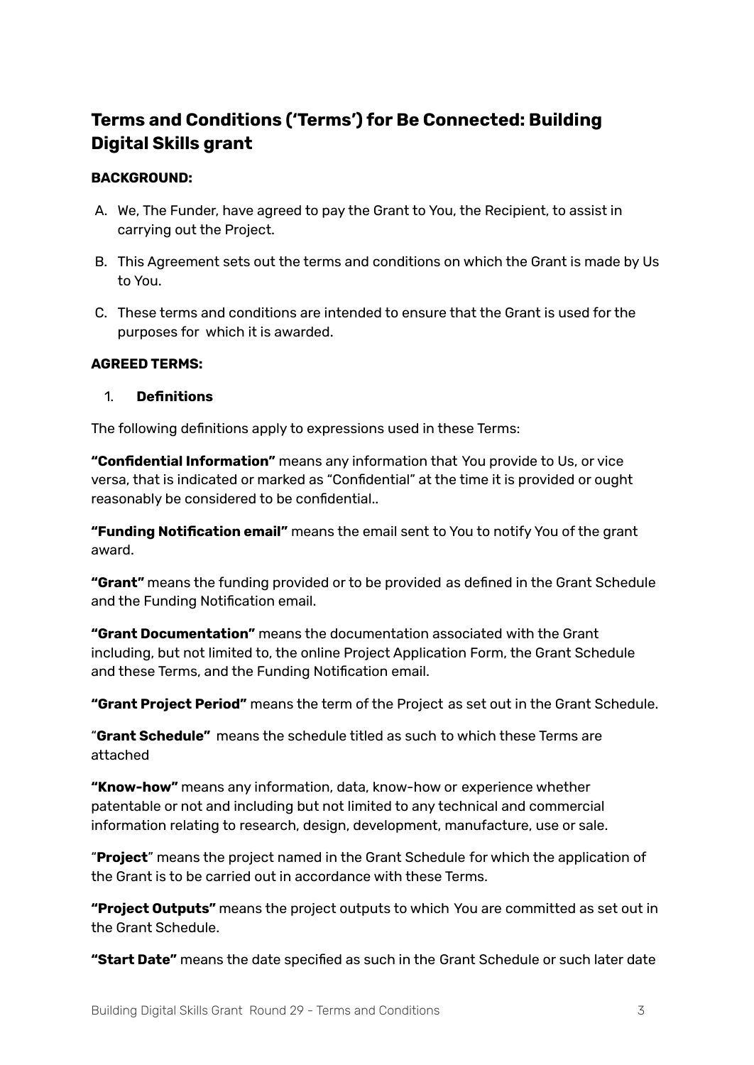## Terms and Conditions ('Terms') for Be Connected: Building Digital Skills grant

**BACKGROUND:**

A. We, The Funder, have agreed to pay the Grant to You, the Recipient, to assist in carrying out the Project.

B. This Agreement sets out the terms and conditions on which the Grant is made by Us to You.

C. These terms and conditions are intended to ensure that the Grant is used for the purposes for which it is awarded.

**AGREED TERMS:**

1. **Definitions**

The following definitions apply to expressions used in these Terms:

**"Confidential Information"** means any information that You provide to Us, or vice versa, that is indicated or marked as "Confidential" at the time it is provided or ought reasonably be considered to be confidential..

**"Funding Notification email"** means the email sent to You to notify You of the grant award.

**"Grant"** means the funding provided or to be provided as defined in the Grant Schedule and the Funding Notification email.

**"Grant Documentation"** means the documentation associated with the Grant including, but not limited to, the online Project Application Form, the Grant Schedule and these Terms, and the Funding Notification email.

**"Grant Project Period"** means the term of the Project as set out in the Grant Schedule.

"**Grant Schedule"** means the schedule titled as such to which these Terms are attached

**"Know-how"** means any information, data, know-how or experience whether patentable or not and including but not limited to any technical and commercial information relating to research, design, development, manufacture, use or sale.

"**Project**" means the project named in the Grant Schedule for which the application of the Grant is to be carried out in accordance with these Terms.

**"Project Outputs"** means the project outputs to which You are committed as set out in the Grant Schedule.

**"Start Date"** means the date specified as such in the Grant Schedule or such later date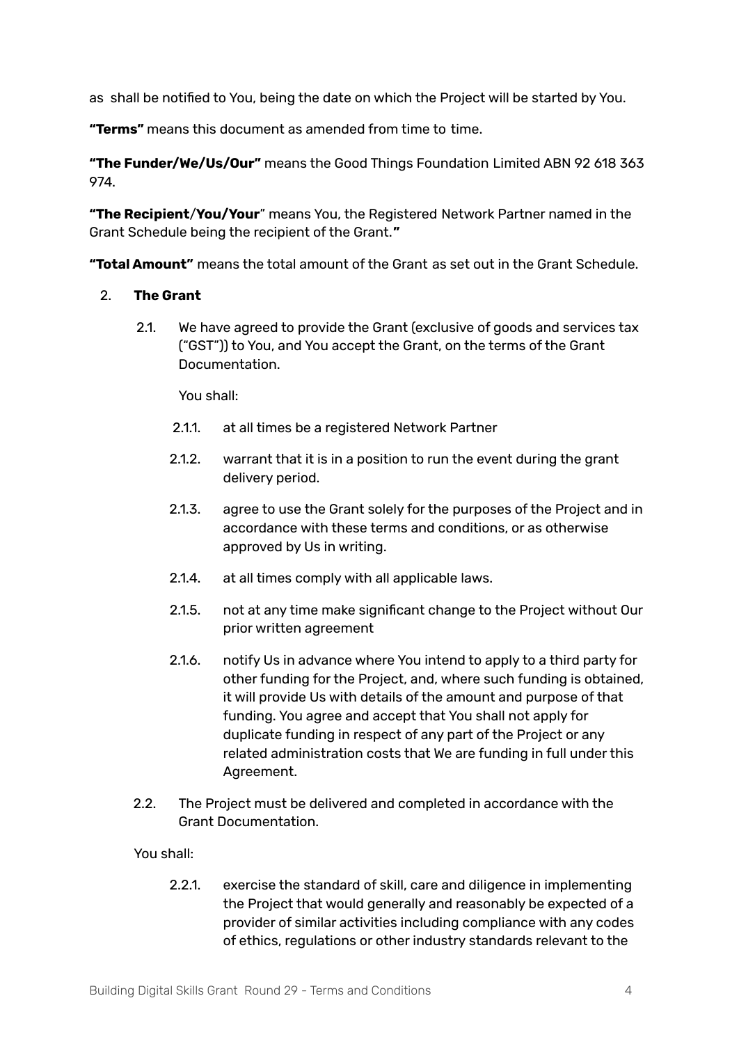as shall be notified to You, being the date on which the Project will be started by You.

**"Terms"** means this document as amended from time to time.

**"The Funder/We/Us/Our"** means the Good Things Foundation Limited ABN 92 618 363 974.

**"The Recipient/You/Your"** means You, the Registered Network Partner named in the Grant Schedule being the recipient of the Grant.**"**

**"Total Amount"** means the total amount of the Grant as set out in the Grant Schedule.

2. **The Grant**

2.1. We have agreed to provide the Grant (exclusive of goods and services tax ("GST")) to You, and You accept the Grant, on the terms of the Grant Documentation.

You shall:

2.1.1. at all times be a registered Network Partner

2.1.2. warrant that it is in a position to run the event during the grant delivery period.

2.1.3. agree to use the Grant solely for the purposes of the Project and in accordance with these terms and conditions, or as otherwise approved by Us in writing.

2.1.4. at all times comply with all applicable laws.

2.1.5. not at any time make significant change to the Project without Our prior written agreement

2.1.6. notify Us in advance where You intend to apply to a third party for other funding for the Project, and, where such funding is obtained, it will provide Us with details of the amount and purpose of that funding. You agree and accept that You shall not apply for duplicate funding in respect of any part of the Project or any related administration costs that We are funding in full under this Agreement.

2.2. The Project must be delivered and completed in accordance with the Grant Documentation.

You shall:

2.2.1. exercise the standard of skill, care and diligence in implementing the Project that would generally and reasonably be expected of a provider of similar activities including compliance with any codes of ethics, regulations or other industry standards relevant to the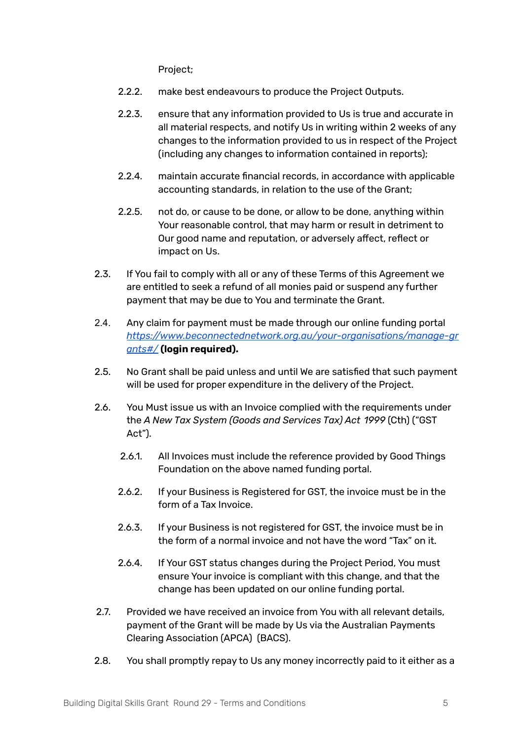Project;

2.2.2. make best endeavours to produce the Project Outputs.

2.2.3. ensure that any information provided to Us is true and accurate in all material respects, and notify Us in writing within 2 weeks of any changes to the information provided to us in respect of the Project (including any changes to information contained in reports);

2.2.4. maintain accurate financial records, in accordance with applicable accounting standards, in relation to the use of the Grant;

2.2.5. not do, or cause to be done, or allow to be done, anything within Your reasonable control, that may harm or result in detriment to Our good name and reputation, or adversely affect, reflect or impact on Us.

2.3. If You fail to comply with all or any of these Terms of this Agreement we are entitled to seek a refund of all monies paid or suspend any further payment that may be due to You and terminate the Grant.

2.4. Any claim for payment must be made through our online funding portal [https://www.beconnectednetwork.org.au/your-organisations/manage-grants#/](https://www.beconnectednetwork.org.au/your-organisations/manage-grants#/) **(login required).**

2.5. No Grant shall be paid unless and until We are satisfied that such payment will be used for proper expenditure in the delivery of the Project.

2.6. You Must issue us with an Invoice complied with the requirements under the *A New Tax System (Goods and Services Tax) Act 1999* (Cth) ("GST Act").

2.6.1. All Invoices must include the reference provided by Good Things Foundation on the above named funding portal.

2.6.2. If your Business is Registered for GST, the invoice must be in the form of a Tax Invoice.

2.6.3. If your Business is not registered for GST, the invoice must be in the form of a normal invoice and not have the word "Tax" on it.

2.6.4. If Your GST status changes during the Project Period, You must ensure Your invoice is compliant with this change, and that the change has been updated on our online funding portal.

2.7. Provided we have received an invoice from You with all relevant details, payment of the Grant will be made by Us via the Australian Payments Clearing Association (APCA) (BACS).

2.8. You shall promptly repay to Us any money incorrectly paid to it either as a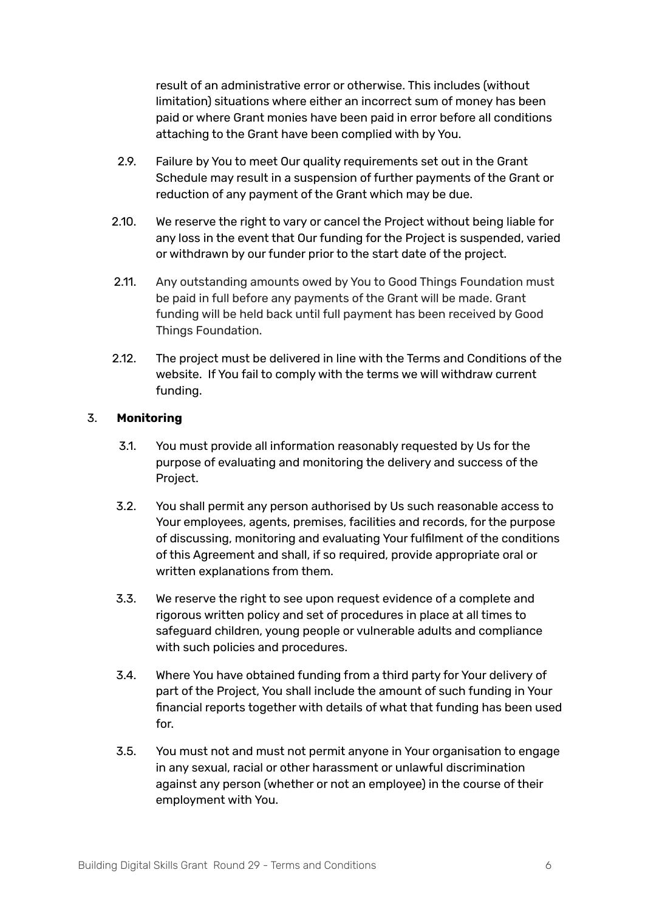result of an administrative error or otherwise. This includes (without limitation) situations where either an incorrect sum of money has been paid or where Grant monies have been paid in error before all conditions attaching to the Grant have been complied with by You.

2.9. Failure by You to meet Our quality requirements set out in the Grant Schedule may result in a suspension of further payments of the Grant or reduction of any payment of the Grant which may be due.

2.10. We reserve the right to vary or cancel the Project without being liable for any loss in the event that Our funding for the Project is suspended, varied or withdrawn by our funder prior to the start date of the project.

2.11. Any outstanding amounts owed by You to Good Things Foundation must be paid in full before any payments of the Grant will be made. Grant funding will be held back until full payment has been received by Good Things Foundation.

2.12. The project must be delivered in line with the Terms and Conditions of the website. If You fail to comply with the terms we will withdraw current funding.

3. **Monitoring**

3.1. You must provide all information reasonably requested by Us for the purpose of evaluating and monitoring the delivery and success of the Project.

3.2. You shall permit any person authorised by Us such reasonable access to Your employees, agents, premises, facilities and records, for the purpose of discussing, monitoring and evaluating Your fulfilment of the conditions of this Agreement and shall, if so required, provide appropriate oral or written explanations from them.

3.3. We reserve the right to see upon request evidence of a complete and rigorous written policy and set of procedures in place at all times to safeguard children, young people or vulnerable adults and compliance with such policies and procedures.

3.4. Where You have obtained funding from a third party for Your delivery of part of the Project, You shall include the amount of such funding in Your financial reports together with details of what that funding has been used for.

3.5. You must not and must not permit anyone in Your organisation to engage in any sexual, racial or other harassment or unlawful discrimination against any person (whether or not an employee) in the course of their employment with You.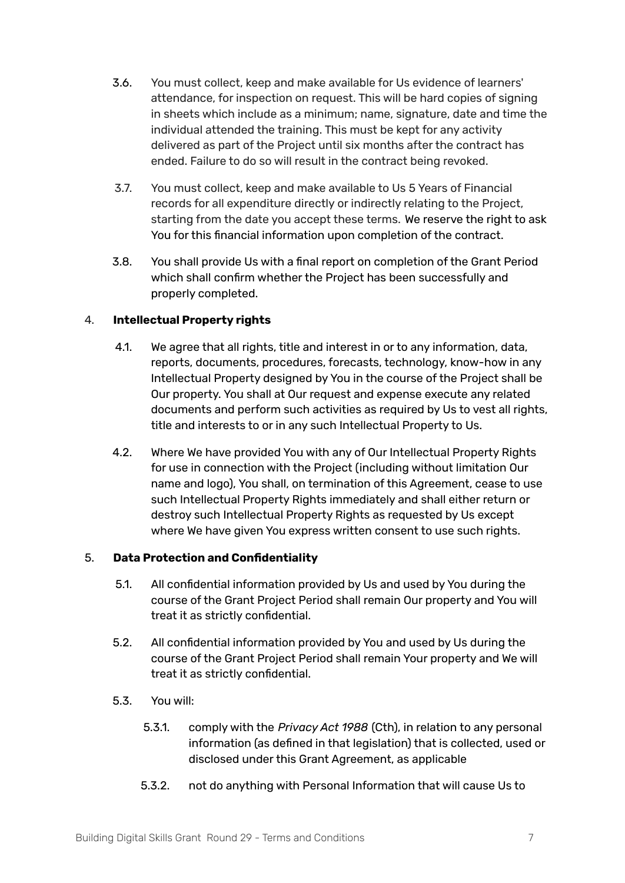3.6. You must collect, keep and make available for Us evidence of learners' attendance, for inspection on request. This will be hard copies of signing in sheets which include as a minimum; name, signature, date and time the individual attended the training. This must be kept for any activity delivered as part of the Project until six months after the contract has ended. Failure to do so will result in the contract being revoked.

3.7. You must collect, keep and make available to Us 5 Years of Financial records for all expenditure directly or indirectly relating to the Project, starting from the date you accept these terms. We reserve the right to ask You for this financial information upon completion of the contract.

3.8. You shall provide Us with a final report on completion of the Grant Period which shall confirm whether the Project has been successfully and properly completed.

4. **Intellectual Property rights**

4.1. We agree that all rights, title and interest in or to any information, data, reports, documents, procedures, forecasts, technology, know-how in any Intellectual Property designed by You in the course of the Project shall be Our property. You shall at Our request and expense execute any related documents and perform such activities as required by Us to vest all rights, title and interests to or in any such Intellectual Property to Us.

4.2. Where We have provided You with any of Our Intellectual Property Rights for use in connection with the Project (including without limitation Our name and logo), You shall, on termination of this Agreement, cease to use such Intellectual Property Rights immediately and shall either return or destroy such Intellectual Property Rights as requested by Us except where We have given You express written consent to use such rights.

5. **Data Protection and Confidentiality**

5.1. All confidential information provided by Us and used by You during the course of the Grant Project Period shall remain Our property and You will treat it as strictly confidential.

5.2. All confidential information provided by You and used by Us during the course of the Grant Project Period shall remain Your property and We will treat it as strictly confidential.

5.3. You will:

5.3.1. comply with the *Privacy Act 1988* (Cth), in relation to any personal information (as defined in that legislation) that is collected, used or disclosed under this Grant Agreement, as applicable

5.3.2. not do anything with Personal Information that will cause Us to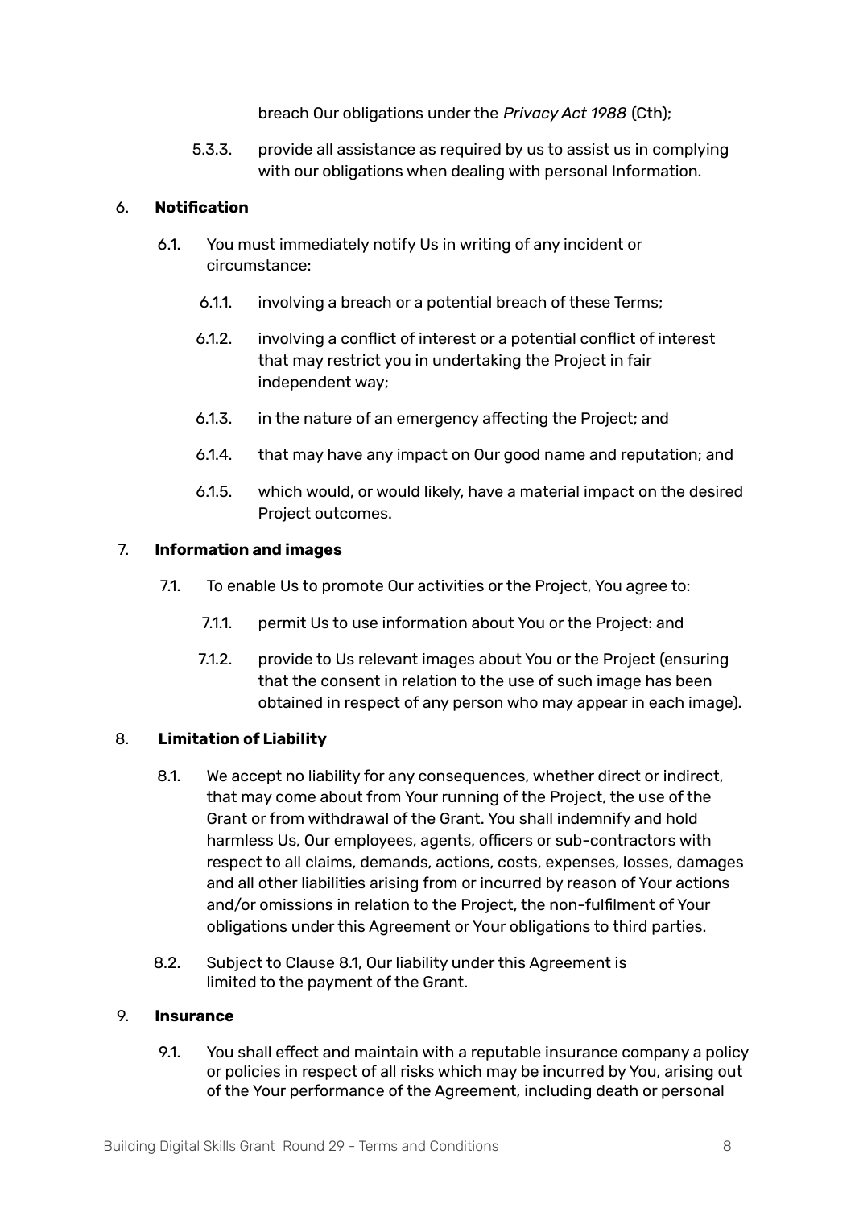breach Our obligations under the *Privacy Act 1988* (Cth);

5.3.3. provide all assistance as required by us to assist us in complying with our obligations when dealing with personal Information.

6. **Notification**

6.1. You must immediately notify Us in writing of any incident or circumstance:

6.1.1. involving a breach or a potential breach of these Terms;

6.1.2. involving a conflict of interest or a potential conflict of interest that may restrict you in undertaking the Project in fair independent way;

6.1.3. in the nature of an emergency affecting the Project; and

6.1.4. that may have any impact on Our good name and reputation; and

6.1.5. which would, or would likely, have a material impact on the desired Project outcomes.

7. **Information and images**

7.1. To enable Us to promote Our activities or the Project, You agree to:

7.1.1. permit Us to use information about You or the Project: and

7.1.2. provide to Us relevant images about You or the Project (ensuring that the consent in relation to the use of such image has been obtained in respect of any person who may appear in each image).

8. **Limitation of Liability**

8.1. We accept no liability for any consequences, whether direct or indirect, that may come about from Your running of the Project, the use of the Grant or from withdrawal of the Grant. You shall indemnify and hold harmless Us, Our employees, agents, officers or sub-contractors with respect to all claims, demands, actions, costs, expenses, losses, damages and all other liabilities arising from or incurred by reason of Your actions and/or omissions in relation to the Project, the non-fulfilment of Your obligations under this Agreement or Your obligations to third parties.

8.2. Subject to Clause 8.1, Our liability under this Agreement is limited to the payment of the Grant.

9. **Insurance**

9.1. You shall effect and maintain with a reputable insurance company a policy or policies in respect of all risks which may be incurred by You, arising out of the Your performance of the Agreement, including death or personal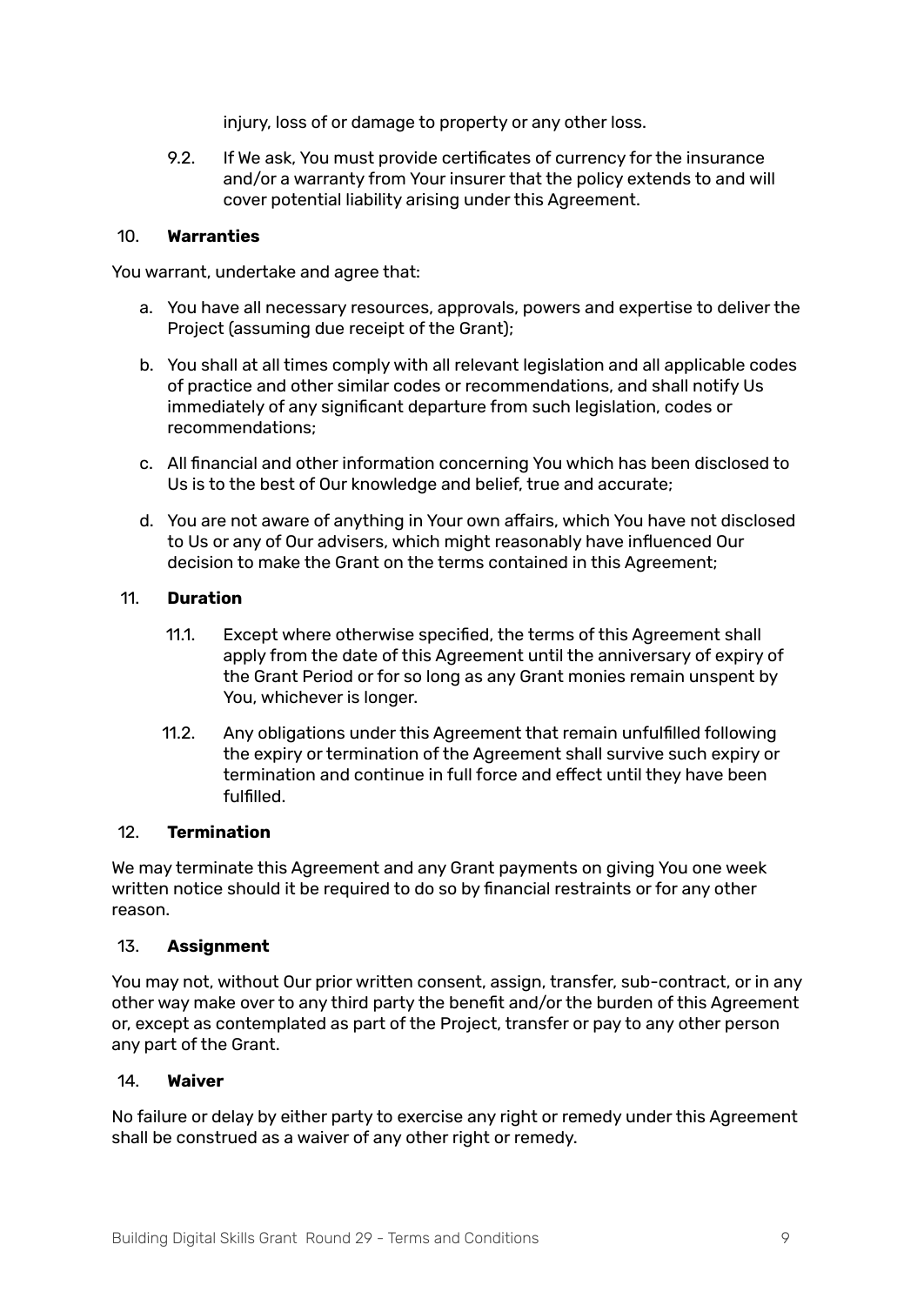injury, loss of or damage to property or any other loss.

9.2. If We ask, You must provide certificates of currency for the insurance and/or a warranty from Your insurer that the policy extends to and will cover potential liability arising under this Agreement.

## 10. **Warranties**

You warrant, undertake and agree that:

a. You have all necessary resources, approvals, powers and expertise to deliver the Project (assuming due receipt of the Grant);

b. You shall at all times comply with all relevant legislation and all applicable codes of practice and other similar codes or recommendations, and shall notify Us immediately of any significant departure from such legislation, codes or recommendations;

c. All financial and other information concerning You which has been disclosed to Us is to the best of Our knowledge and belief, true and accurate;

d. You are not aware of anything in Your own affairs, which You have not disclosed to Us or any of Our advisers, which might reasonably have influenced Our decision to make the Grant on the terms contained in this Agreement;

## 11. **Duration**

11.1. Except where otherwise specified, the terms of this Agreement shall apply from the date of this Agreement until the anniversary of expiry of the Grant Period or for so long as any Grant monies remain unspent by You, whichever is longer.

11.2. Any obligations under this Agreement that remain unfulfilled following the expiry or termination of the Agreement shall survive such expiry or termination and continue in full force and effect until they have been fulfilled.

## 12. **Termination**

We may terminate this Agreement and any Grant payments on giving You one week written notice should it be required to do so by financial restraints or for any other reason.

## 13. **Assignment**

You may not, without Our prior written consent, assign, transfer, sub-contract, or in any other way make over to any third party the benefit and/or the burden of this Agreement or, except as contemplated as part of the Project, transfer or pay to any other person any part of the Grant.

## 14. **Waiver**

No failure or delay by either party to exercise any right or remedy under this Agreement shall be construed as a waiver of any other right or remedy.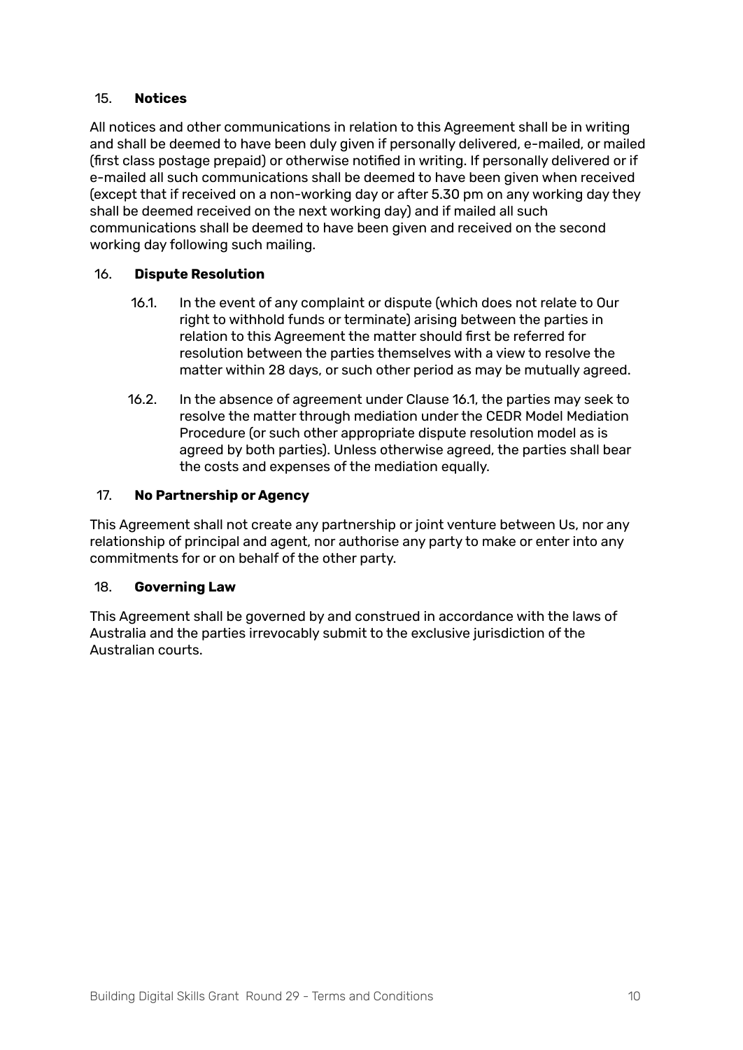## 15. **Notices**

All notices and other communications in relation to this Agreement shall be in writing and shall be deemed to have been duly given if personally delivered, e-mailed, or mailed (first class postage prepaid) or otherwise notified in writing. If personally delivered or if e-mailed all such communications shall be deemed to have been given when received (except that if received on a non-working day or after 5.30 pm on any working day they shall be deemed received on the next working day) and if mailed all such communications shall be deemed to have been given and received on the second working day following such mailing.

## 16. **Dispute Resolution**

16.1. In the event of any complaint or dispute (which does not relate to Our right to withhold funds or terminate) arising between the parties in relation to this Agreement the matter should first be referred for resolution between the parties themselves with a view to resolve the matter within 28 days, or such other period as may be mutually agreed.

16.2. In the absence of agreement under Clause 16.1, the parties may seek to resolve the matter through mediation under the CEDR Model Mediation Procedure (or such other appropriate dispute resolution model as is agreed by both parties). Unless otherwise agreed, the parties shall bear the costs and expenses of the mediation equally.

## 17. **No Partnership or Agency**

This Agreement shall not create any partnership or joint venture between Us, nor any relationship of principal and agent, nor authorise any party to make or enter into any commitments for or on behalf of the other party.

## 18. **Governing Law**

This Agreement shall be governed by and construed in accordance with the laws of Australia and the parties irrevocably submit to the exclusive jurisdiction of the Australian courts.